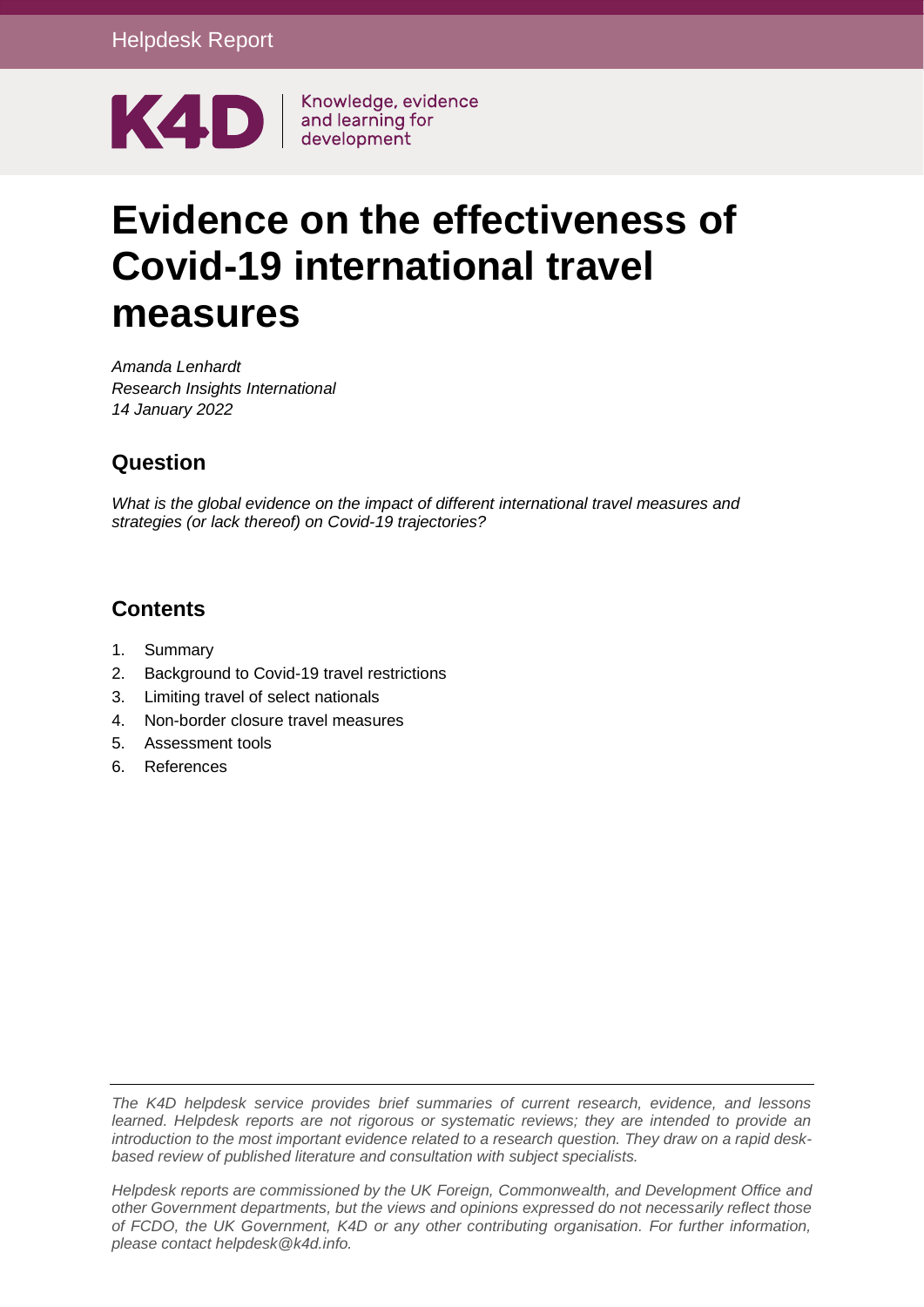Helpdesk Report

K4D | Knowledge, evidence and learning for development

# Evidence on the effectiveness of Covid-19 international travel measures

*Amanda Lenhardt*
*Research Insights International*
*14 January 2022*

## Question

*What is the global evidence on the impact of different international travel measures and strategies (or lack thereof) on Covid-19 trajectories?*

## Contents

1. Summary
2. Background to Covid-19 travel restrictions
3. Limiting travel of select nationals
4. Non-border closure travel measures
5. Assessment tools
6. References

---

*The K4D helpdesk service provides brief summaries of current research, evidence, and lessons learned. Helpdesk reports are not rigorous or systematic reviews; they are intended to provide an introduction to the most important evidence related to a research question. They draw on a rapid desk-based review of published literature and consultation with subject specialists.*

*Helpdesk reports are commissioned by the UK Foreign, Commonwealth, and Development Office and other Government departments, but the views and opinions expressed do not necessarily reflect those of FCDO, the UK Government, K4D or any other contributing organisation. For further information, please contact helpdesk@k4d.info.*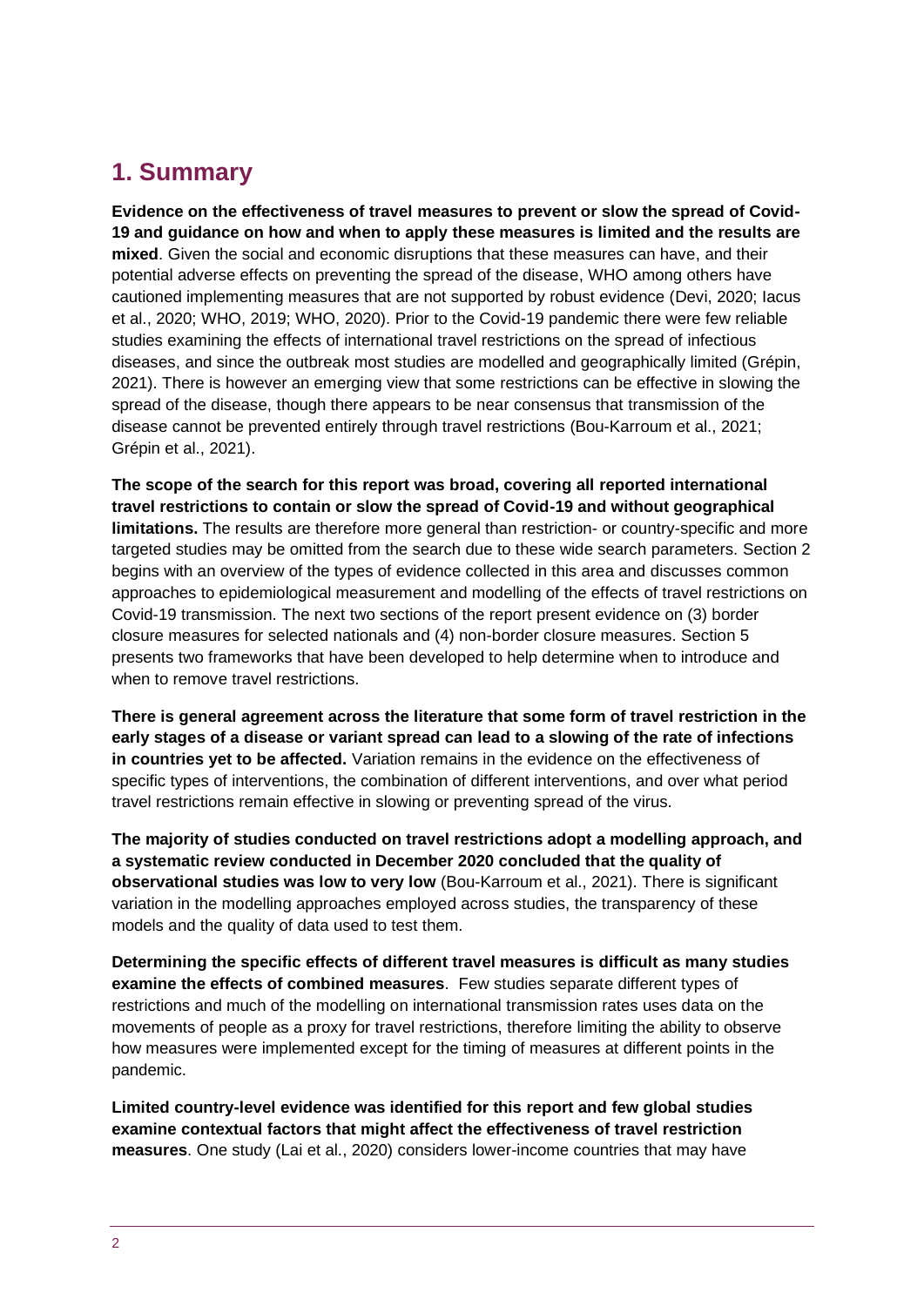## 1. Summary

**Evidence on the effectiveness of travel measures to prevent or slow the spread of Covid-19 and guidance on how and when to apply these measures is limited and the results are mixed**. Given the social and economic disruptions that these measures can have, and their potential adverse effects on preventing the spread of the disease, WHO among others have cautioned implementing measures that are not supported by robust evidence (Devi, 2020; Iacus et al., 2020; WHO, 2019; WHO, 2020). Prior to the Covid-19 pandemic there were few reliable studies examining the effects of international travel restrictions on the spread of infectious diseases, and since the outbreak most studies are modelled and geographically limited (Grépin, 2021). There is however an emerging view that some restrictions can be effective in slowing the spread of the disease, though there appears to be near consensus that transmission of the disease cannot be prevented entirely through travel restrictions (Bou-Karroum et al., 2021; Grépin et al., 2021).

**The scope of the search for this report was broad, covering all reported international travel restrictions to contain or slow the spread of Covid-19 and without geographical limitations.** The results are therefore more general than restriction- or country-specific and more targeted studies may be omitted from the search due to these wide search parameters. Section 2 begins with an overview of the types of evidence collected in this area and discusses common approaches to epidemiological measurement and modelling of the effects of travel restrictions on Covid-19 transmission. The next two sections of the report present evidence on (3) border closure measures for selected nationals and (4) non-border closure measures. Section 5 presents two frameworks that have been developed to help determine when to introduce and when to remove travel restrictions.

**There is general agreement across the literature that some form of travel restriction in the early stages of a disease or variant spread can lead to a slowing of the rate of infections in countries yet to be affected.** Variation remains in the evidence on the effectiveness of specific types of interventions, the combination of different interventions, and over what period travel restrictions remain effective in slowing or preventing spread of the virus.

**The majority of studies conducted on travel restrictions adopt a modelling approach, and a systematic review conducted in December 2020 concluded that the quality of observational studies was low to very low** (Bou-Karroum et al., 2021). There is significant variation in the modelling approaches employed across studies, the transparency of these models and the quality of data used to test them.

**Determining the specific effects of different travel measures is difficult as many studies examine the effects of combined measures**. Few studies separate different types of restrictions and much of the modelling on international transmission rates uses data on the movements of people as a proxy for travel restrictions, therefore limiting the ability to observe how measures were implemented except for the timing of measures at different points in the pandemic.

**Limited country-level evidence was identified for this report and few global studies examine contextual factors that might affect the effectiveness of travel restriction measures**. One study (Lai et al., 2020) considers lower-income countries that may have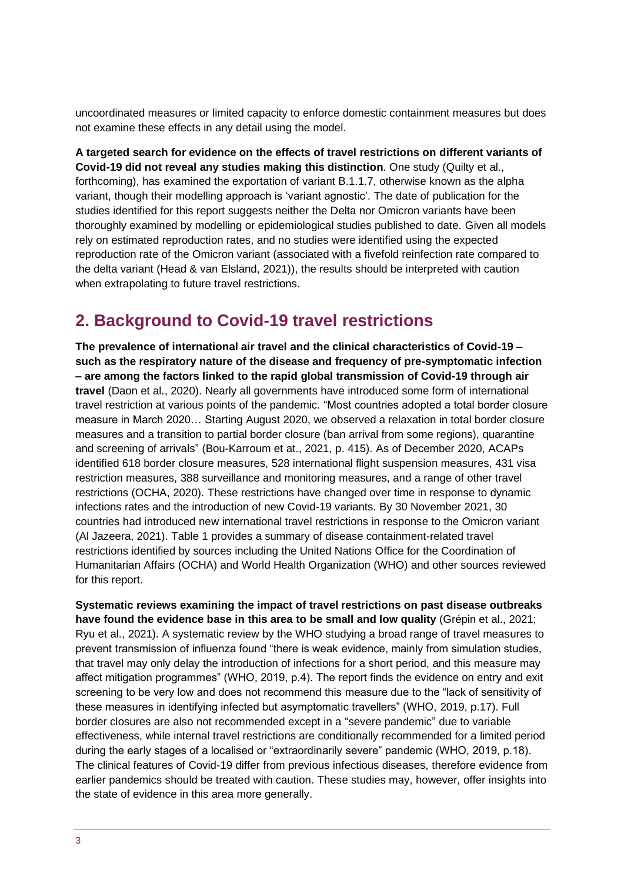uncoordinated measures or limited capacity to enforce domestic containment measures but does not examine these effects in any detail using the model.

**A targeted search for evidence on the effects of travel restrictions on different variants of Covid-19 did not reveal any studies making this distinction**. One study (Quilty et al., forthcoming), has examined the exportation of variant B.1.1.7, otherwise known as the alpha variant, though their modelling approach is 'variant agnostic'. The date of publication for the studies identified for this report suggests neither the Delta nor Omicron variants have been thoroughly examined by modelling or epidemiological studies published to date. Given all models rely on estimated reproduction rates, and no studies were identified using the expected reproduction rate of the Omicron variant (associated with a fivefold reinfection rate compared to the delta variant (Head & van Elsland, 2021)), the results should be interpreted with caution when extrapolating to future travel restrictions.

## 2. Background to Covid-19 travel restrictions

**The prevalence of international air travel and the clinical characteristics of Covid-19 – such as the respiratory nature of the disease and frequency of pre-symptomatic infection – are among the factors linked to the rapid global transmission of Covid-19 through air travel** (Daon et al., 2020). Nearly all governments have introduced some form of international travel restriction at various points of the pandemic. "Most countries adopted a total border closure measure in March 2020… Starting August 2020, we observed a relaxation in total border closure measures and a transition to partial border closure (ban arrival from some regions), quarantine and screening of arrivals" (Bou-Karroum et at., 2021, p. 415). As of December 2020, ACAPs identified 618 border closure measures, 528 international flight suspension measures, 431 visa restriction measures, 388 surveillance and monitoring measures, and a range of other travel restrictions (OCHA, 2020). These restrictions have changed over time in response to dynamic infections rates and the introduction of new Covid-19 variants. By 30 November 2021, 30 countries had introduced new international travel restrictions in response to the Omicron variant (Al Jazeera, 2021). Table 1 provides a summary of disease containment-related travel restrictions identified by sources including the United Nations Office for the Coordination of Humanitarian Affairs (OCHA) and World Health Organization (WHO) and other sources reviewed for this report.

**Systematic reviews examining the impact of travel restrictions on past disease outbreaks have found the evidence base in this area to be small and low quality** (Grépin et al., 2021; Ryu et al., 2021). A systematic review by the WHO studying a broad range of travel measures to prevent transmission of influenza found "there is weak evidence, mainly from simulation studies, that travel may only delay the introduction of infections for a short period, and this measure may affect mitigation programmes" (WHO, 2019, p.4). The report finds the evidence on entry and exit screening to be very low and does not recommend this measure due to the "lack of sensitivity of these measures in identifying infected but asymptomatic travellers" (WHO, 2019, p.17). Full border closures are also not recommended except in a "severe pandemic" due to variable effectiveness, while internal travel restrictions are conditionally recommended for a limited period during the early stages of a localised or "extraordinarily severe" pandemic (WHO, 2019, p.18). The clinical features of Covid-19 differ from previous infectious diseases, therefore evidence from earlier pandemics should be treated with caution. These studies may, however, offer insights into the state of evidence in this area more generally.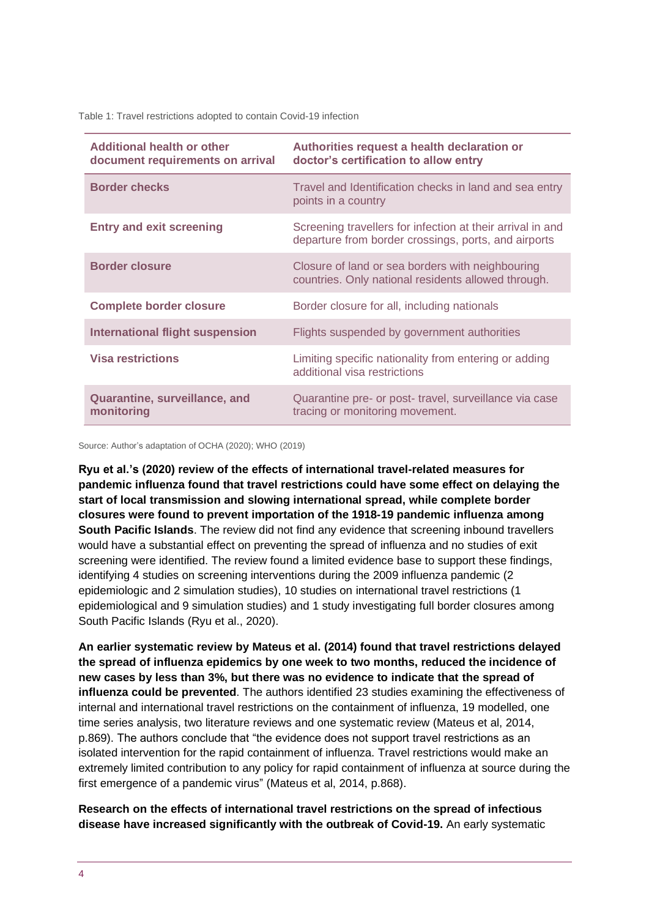Table 1: Travel restrictions adopted to contain Covid-19 infection

| Additional health or other document requirements on arrival | Authorities request a health declaration or doctor's certification to allow entry |
|---|---|
| **Border checks** | Travel and Identification checks in land and sea entry points in a country |
| **Entry and exit screening** | Screening travellers for infection at their arrival in and departure from border crossings, ports, and airports |
| **Border closure** | Closure of land or sea borders with neighbouring countries. Only national residents allowed through. |
| **Complete border closure** | Border closure for all, including nationals |
| **International flight suspension** | Flights suspended by government authorities |
| **Visa restrictions** | Limiting specific nationality from entering or adding additional visa restrictions |
| **Quarantine, surveillance, and monitoring** | Quarantine pre- or post- travel, surveillance via case tracing or monitoring movement. |

Source: Author's adaptation of OCHA (2020); WHO (2019)

**Ryu et al.'s (2020) review of the effects of international travel-related measures for pandemic influenza found that travel restrictions could have some effect on delaying the start of local transmission and slowing international spread, while complete border closures were found to prevent importation of the 1918-19 pandemic influenza among South Pacific Islands**. The review did not find any evidence that screening inbound travellers would have a substantial effect on preventing the spread of influenza and no studies of exit screening were identified. The review found a limited evidence base to support these findings, identifying 4 studies on screening interventions during the 2009 influenza pandemic (2 epidemiologic and 2 simulation studies), 10 studies on international travel restrictions (1 epidemiological and 9 simulation studies) and 1 study investigating full border closures among South Pacific Islands (Ryu et al., 2020).

**An earlier systematic review by Mateus et al. (2014) found that travel restrictions delayed the spread of influenza epidemics by one week to two months, reduced the incidence of new cases by less than 3%, but there was no evidence to indicate that the spread of influenza could be prevented**. The authors identified 23 studies examining the effectiveness of internal and international travel restrictions on the containment of influenza, 19 modelled, one time series analysis, two literature reviews and one systematic review (Mateus et al, 2014, p.869). The authors conclude that "the evidence does not support travel restrictions as an isolated intervention for the rapid containment of influenza. Travel restrictions would make an extremely limited contribution to any policy for rapid containment of influenza at source during the first emergence of a pandemic virus" (Mateus et al, 2014, p.868).

**Research on the effects of international travel restrictions on the spread of infectious disease have increased significantly with the outbreak of Covid-19.** An early systematic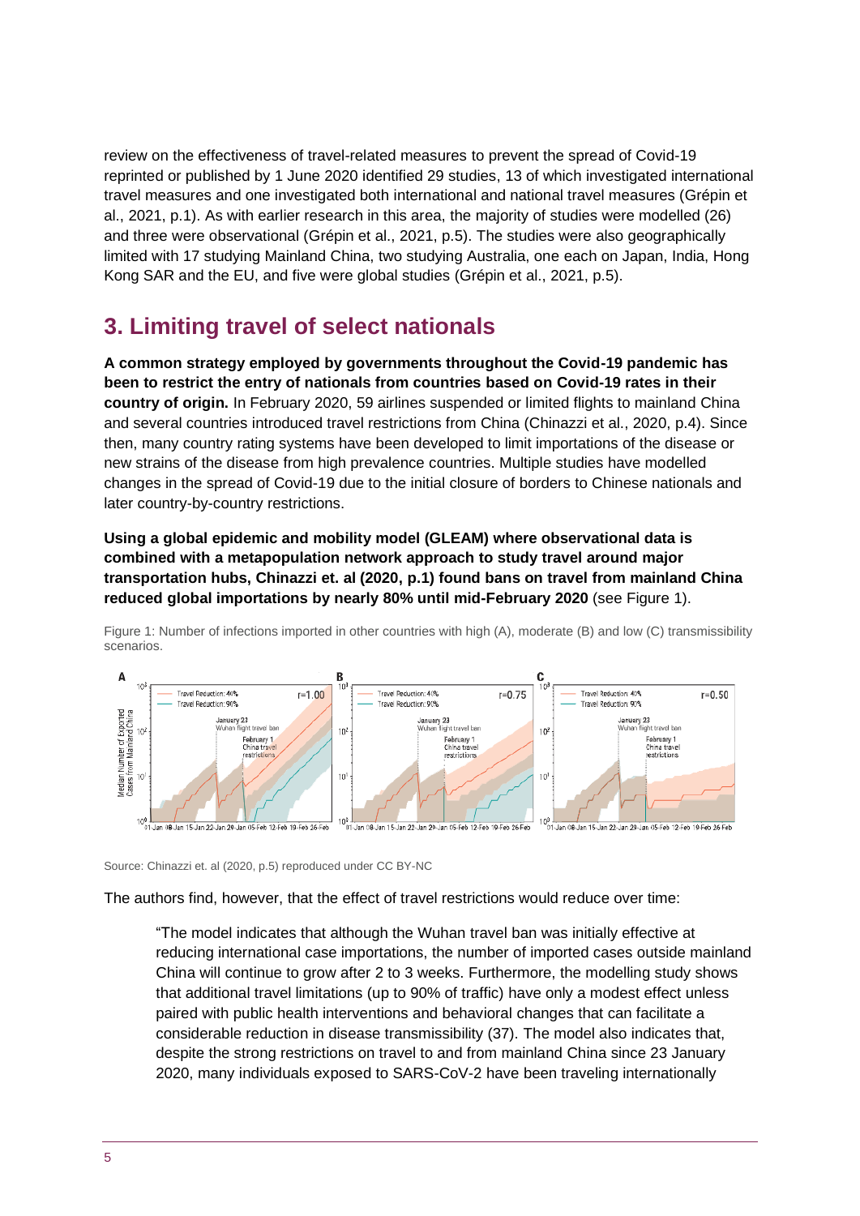review on the effectiveness of travel-related measures to prevent the spread of Covid-19 reprinted or published by 1 June 2020 identified 29 studies, 13 of which investigated international travel measures and one investigated both international and national travel measures (Grépin et al., 2021, p.1). As with earlier research in this area, the majority of studies were modelled (26) and three were observational (Grépin et al., 2021, p.5). The studies were also geographically limited with 17 studying Mainland China, two studying Australia, one each on Japan, India, Hong Kong SAR and the EU, and five were global studies (Grépin et al., 2021, p.5).

## 3. Limiting travel of select nationals

**A common strategy employed by governments throughout the Covid-19 pandemic has been to restrict the entry of nationals from countries based on Covid-19 rates in their country of origin.** In February 2020, 59 airlines suspended or limited flights to mainland China and several countries introduced travel restrictions from China (Chinazzi et al., 2020, p.4). Since then, many country rating systems have been developed to limit importations of the disease or new strains of the disease from high prevalence countries. Multiple studies have modelled changes in the spread of Covid-19 due to the initial closure of borders to Chinese nationals and later country-by-country restrictions.

**Using a global epidemic and mobility model (GLEAM) where observational data is combined with a metapopulation network approach to study travel around major transportation hubs, Chinazzi et. al (2020, p.1) found bans on travel from mainland China reduced global importations by nearly 80% until mid-February 2020** (see Figure 1).

Figure 1: Number of infections imported in other countries with high (A), moderate (B) and low (C) transmissibility scenarios.

Source: Chinazzi et. al (2020, p.5) reproduced under CC BY-NC

The authors find, however, that the effect of travel restrictions would reduce over time:

> "The model indicates that although the Wuhan travel ban was initially effective at reducing international case importations, the number of imported cases outside mainland China will continue to grow after 2 to 3 weeks. Furthermore, the modelling study shows that additional travel limitations (up to 90% of traffic) have only a modest effect unless paired with public health interventions and behavioral changes that can facilitate a considerable reduction in disease transmissibility (37). The model also indicates that, despite the strong restrictions on travel to and from mainland China since 23 January 2020, many individuals exposed to SARS-CoV-2 have been traveling internationally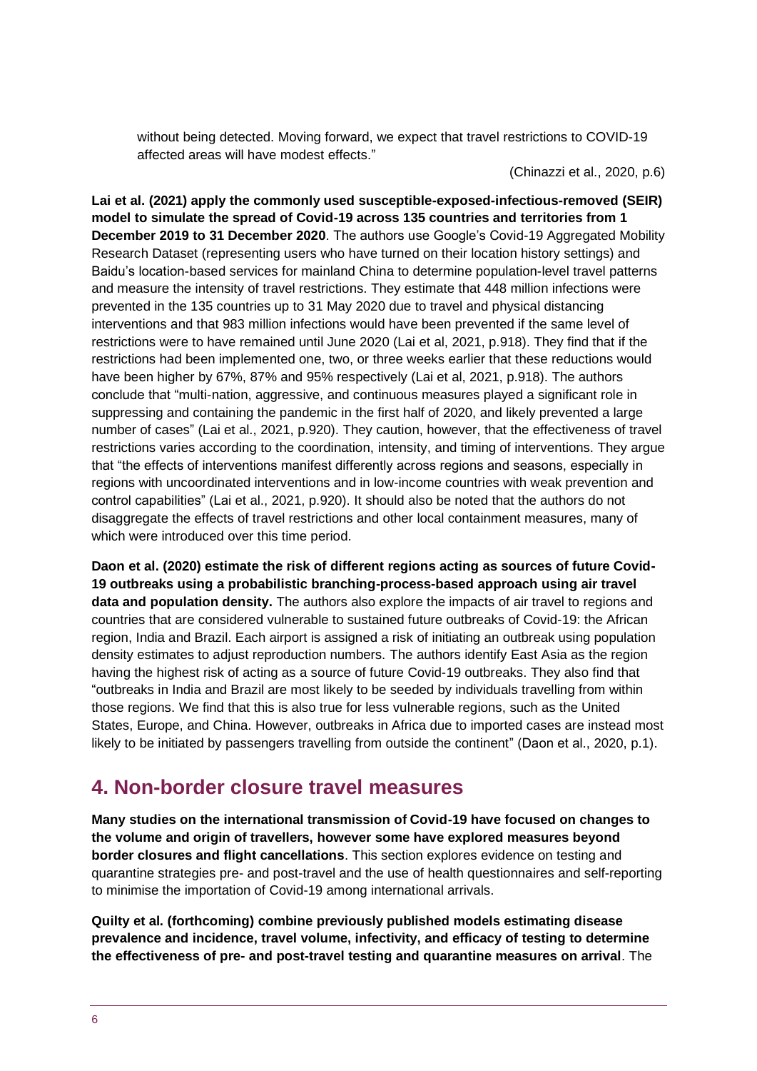> without being detected. Moving forward, we expect that travel restrictions to COVID-19 affected areas will have modest effects."
>
> (Chinazzi et al., 2020, p.6)

**Lai et al. (2021) apply the commonly used susceptible-exposed-infectious-removed (SEIR) model to simulate the spread of Covid-19 across 135 countries and territories from 1 December 2019 to 31 December 2020**. The authors use Google's Covid-19 Aggregated Mobility Research Dataset (representing users who have turned on their location history settings) and Baidu's location-based services for mainland China to determine population-level travel patterns and measure the intensity of travel restrictions. They estimate that 448 million infections were prevented in the 135 countries up to 31 May 2020 due to travel and physical distancing interventions and that 983 million infections would have been prevented if the same level of restrictions were to have remained until June 2020 (Lai et al, 2021, p.918). They find that if the restrictions had been implemented one, two, or three weeks earlier that these reductions would have been higher by 67%, 87% and 95% respectively (Lai et al, 2021, p.918). The authors conclude that "multi-nation, aggressive, and continuous measures played a significant role in suppressing and containing the pandemic in the first half of 2020, and likely prevented a large number of cases" (Lai et al., 2021, p.920). They caution, however, that the effectiveness of travel restrictions varies according to the coordination, intensity, and timing of interventions. They argue that "the effects of interventions manifest differently across regions and seasons, especially in regions with uncoordinated interventions and in low-income countries with weak prevention and control capabilities" (Lai et al., 2021, p.920). It should also be noted that the authors do not disaggregate the effects of travel restrictions and other local containment measures, many of which were introduced over this time period.

**Daon et al. (2020) estimate the risk of different regions acting as sources of future Covid-19 outbreaks using a probabilistic branching-process-based approach using air travel data and population density.** The authors also explore the impacts of air travel to regions and countries that are considered vulnerable to sustained future outbreaks of Covid-19: the African region, India and Brazil. Each airport is assigned a risk of initiating an outbreak using population density estimates to adjust reproduction numbers. The authors identify East Asia as the region having the highest risk of acting as a source of future Covid-19 outbreaks. They also find that "outbreaks in India and Brazil are most likely to be seeded by individuals travelling from within those regions. We find that this is also true for less vulnerable regions, such as the United States, Europe, and China. However, outbreaks in Africa due to imported cases are instead most likely to be initiated by passengers travelling from outside the continent" (Daon et al., 2020, p.1).

## 4. Non-border closure travel measures

**Many studies on the international transmission of Covid-19 have focused on changes to the volume and origin of travellers, however some have explored measures beyond border closures and flight cancellations**. This section explores evidence on testing and quarantine strategies pre- and post-travel and the use of health questionnaires and self-reporting to minimise the importation of Covid-19 among international arrivals.

**Quilty et al. (forthcoming) combine previously published models estimating disease prevalence and incidence, travel volume, infectivity, and efficacy of testing to determine the effectiveness of pre- and post-travel testing and quarantine measures on arrival**. The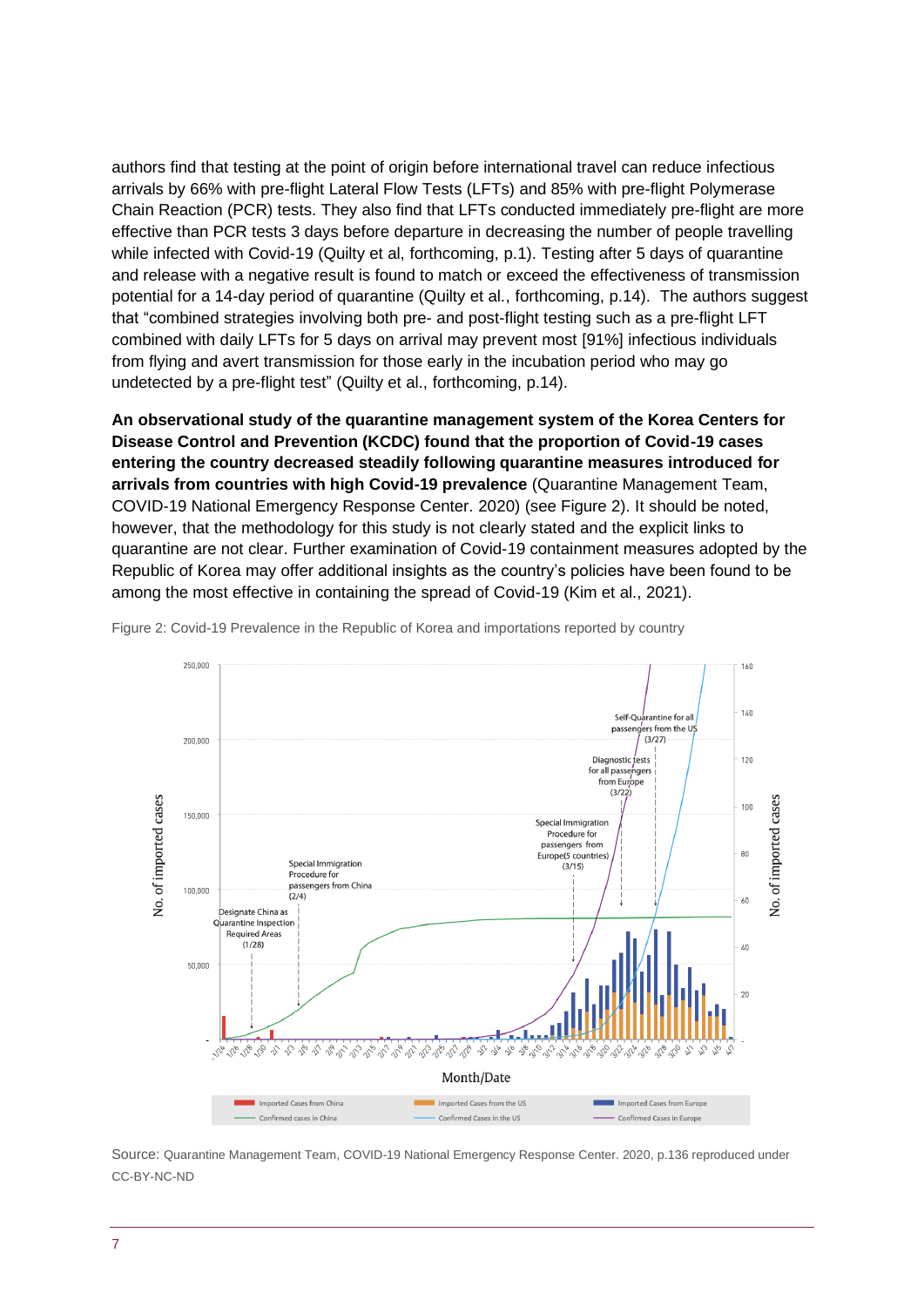authors find that testing at the point of origin before international travel can reduce infectious arrivals by 66% with pre-flight Lateral Flow Tests (LFTs) and 85% with pre-flight Polymerase Chain Reaction (PCR) tests. They also find that LFTs conducted immediately pre-flight are more effective than PCR tests 3 days before departure in decreasing the number of people travelling while infected with Covid-19 (Quilty et al, forthcoming, p.1). Testing after 5 days of quarantine and release with a negative result is found to match or exceed the effectiveness of transmission potential for a 14-day period of quarantine (Quilty et al., forthcoming, p.14). The authors suggest that "combined strategies involving both pre- and post-flight testing such as a pre-flight LFT combined with daily LFTs for 5 days on arrival may prevent most [91%] infectious individuals from flying and avert transmission for those early in the incubation period who may go undetected by a pre-flight test" (Quilty et al., forthcoming, p.14).

**An observational study of the quarantine management system of the Korea Centers for Disease Control and Prevention (KCDC) found that the proportion of Covid-19 cases entering the country decreased steadily following quarantine measures introduced for arrivals from countries with high Covid-19 prevalence** (Quarantine Management Team, COVID-19 National Emergency Response Center. 2020) (see Figure 2). It should be noted, however, that the methodology for this study is not clearly stated and the explicit links to quarantine are not clear. Further examination of Covid-19 containment measures adopted by the Republic of Korea may offer additional insights as the country's policies have been found to be among the most effective in containing the spread of Covid-19 (Kim et al., 2021).

Figure 2: Covid-19 Prevalence in the Republic of Korea and importations reported by country

Source: Quarantine Management Team, COVID-19 National Emergency Response Center. 2020, p.136 reproduced under CC-BY-NC-ND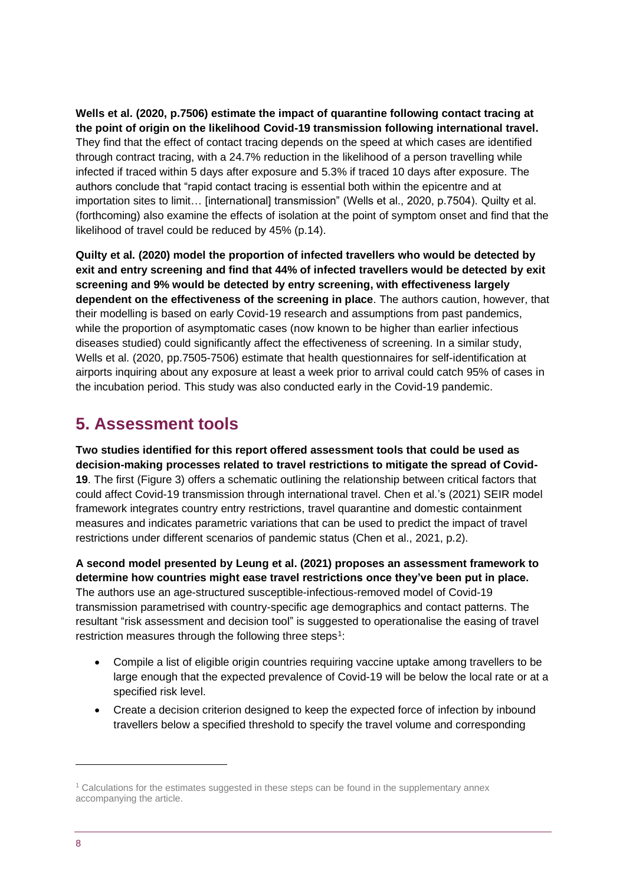**Wells et al. (2020, p.7506) estimate the impact of quarantine following contact tracing at the point of origin on the likelihood Covid-19 transmission following international travel.** They find that the effect of contact tracing depends on the speed at which cases are identified through contract tracing, with a 24.7% reduction in the likelihood of a person travelling while infected if traced within 5 days after exposure and 5.3% if traced 10 days after exposure. The authors conclude that "rapid contact tracing is essential both within the epicentre and at importation sites to limit… [international] transmission" (Wells et al., 2020, p.7504). Quilty et al. (forthcoming) also examine the effects of isolation at the point of symptom onset and find that the likelihood of travel could be reduced by 45% (p.14).

**Quilty et al. (2020) model the proportion of infected travellers who would be detected by exit and entry screening and find that 44% of infected travellers would be detected by exit screening and 9% would be detected by entry screening, with effectiveness largely dependent on the effectiveness of the screening in place**. The authors caution, however, that their modelling is based on early Covid-19 research and assumptions from past pandemics, while the proportion of asymptomatic cases (now known to be higher than earlier infectious diseases studied) could significantly affect the effectiveness of screening. In a similar study, Wells et al. (2020, pp.7505-7506) estimate that health questionnaires for self-identification at airports inquiring about any exposure at least a week prior to arrival could catch 95% of cases in the incubation period. This study was also conducted early in the Covid-19 pandemic.

## 5. Assessment tools

**Two studies identified for this report offered assessment tools that could be used as decision-making processes related to travel restrictions to mitigate the spread of Covid-19**. The first (Figure 3) offers a schematic outlining the relationship between critical factors that could affect Covid-19 transmission through international travel. Chen et al.'s (2021) SEIR model framework integrates country entry restrictions, travel quarantine and domestic containment measures and indicates parametric variations that can be used to predict the impact of travel restrictions under different scenarios of pandemic status (Chen et al., 2021, p.2).

**A second model presented by Leung et al. (2021) proposes an assessment framework to determine how countries might ease travel restrictions once they've been put in place.** The authors use an age-structured susceptible-infectious-removed model of Covid-19 transmission parametrised with country-specific age demographics and contact patterns. The resultant "risk assessment and decision tool" is suggested to operationalise the easing of travel restriction measures through the following three steps[1]:

- Compile a list of eligible origin countries requiring vaccine uptake among travellers to be large enough that the expected prevalence of Covid-19 will be below the local rate or at a specified risk level.
- Create a decision criterion designed to keep the expected force of infection by inbound travellers below a specified threshold to specify the travel volume and corresponding

[1] Calculations for the estimates suggested in these steps can be found in the supplementary annex accompanying the article.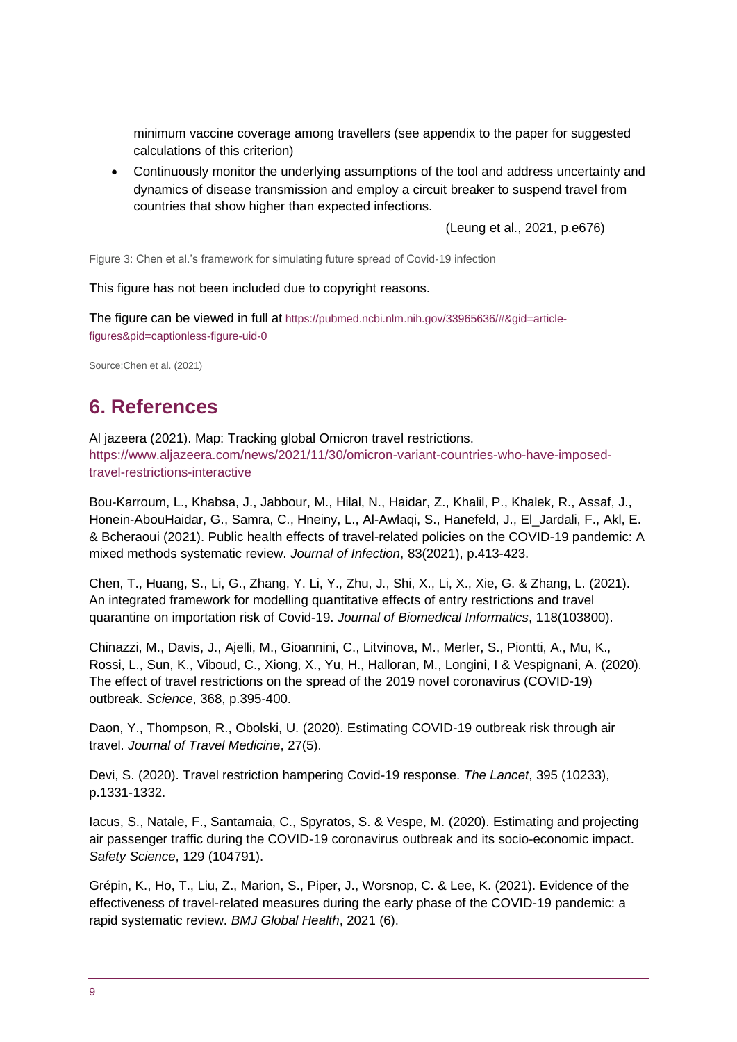minimum vaccine coverage among travellers (see appendix to the paper for suggested calculations of this criterion)

- Continuously monitor the underlying assumptions of the tool and address uncertainty and dynamics of disease transmission and employ a circuit breaker to suspend travel from countries that show higher than expected infections.

(Leung et al., 2021, p.e676)

Figure 3: Chen et al.'s framework for simulating future spread of Covid-19 infection

This figure has not been included due to copyright reasons.

The figure can be viewed in full at https://pubmed.ncbi.nlm.nih.gov/33965636/#&gid=article-figures&pid=captionless-figure-uid-0

Source:Chen et al. (2021)

## 6. References

Al jazeera (2021). Map: Tracking global Omicron travel restrictions. https://www.aljazeera.com/news/2021/11/30/omicron-variant-countries-who-have-imposed-travel-restrictions-interactive

Bou-Karroum, L., Khabsa, J., Jabbour, M., Hilal, N., Haidar, Z., Khalil, P., Khalek, R., Assaf, J., Honein-AbouHaidar, G., Samra, C., Hneiny, L., Al-Awlaqi, S., Hanefeld, J., El_Jardali, F., Akl, E. & Bcheraoui (2021). Public health effects of travel-related policies on the COVID-19 pandemic: A mixed methods systematic review. *Journal of Infection*, 83(2021), p.413-423.

Chen, T., Huang, S., Li, G., Zhang, Y. Li, Y., Zhu, J., Shi, X., Li, X., Xie, G. & Zhang, L. (2021). An integrated framework for modelling quantitative effects of entry restrictions and travel quarantine on importation risk of Covid-19. *Journal of Biomedical Informatics*, 118(103800).

Chinazzi, M., Davis, J., Ajelli, M., Gioannini, C., Litvinova, M., Merler, S., Piontti, A., Mu, K., Rossi, L., Sun, K., Viboud, C., Xiong, X., Yu, H., Halloran, M., Longini, I & Vespignani, A. (2020). The effect of travel restrictions on the spread of the 2019 novel coronavirus (COVID-19) outbreak. *Science*, 368, p.395-400.

Daon, Y., Thompson, R., Obolski, U. (2020). Estimating COVID-19 outbreak risk through air travel. *Journal of Travel Medicine*, 27(5).

Devi, S. (2020). Travel restriction hampering Covid-19 response. *The Lancet*, 395 (10233), p.1331-1332.

Iacus, S., Natale, F., Santamaia, C., Spyratos, S. & Vespe, M. (2020). Estimating and projecting air passenger traffic during the COVID-19 coronavirus outbreak and its socio-economic impact. *Safety Science*, 129 (104791).

Grépin, K., Ho, T., Liu, Z., Marion, S., Piper, J., Worsnop, C. & Lee, K. (2021). Evidence of the effectiveness of travel-related measures during the early phase of the COVID-19 pandemic: a rapid systematic review. *BMJ Global Health*, 2021 (6).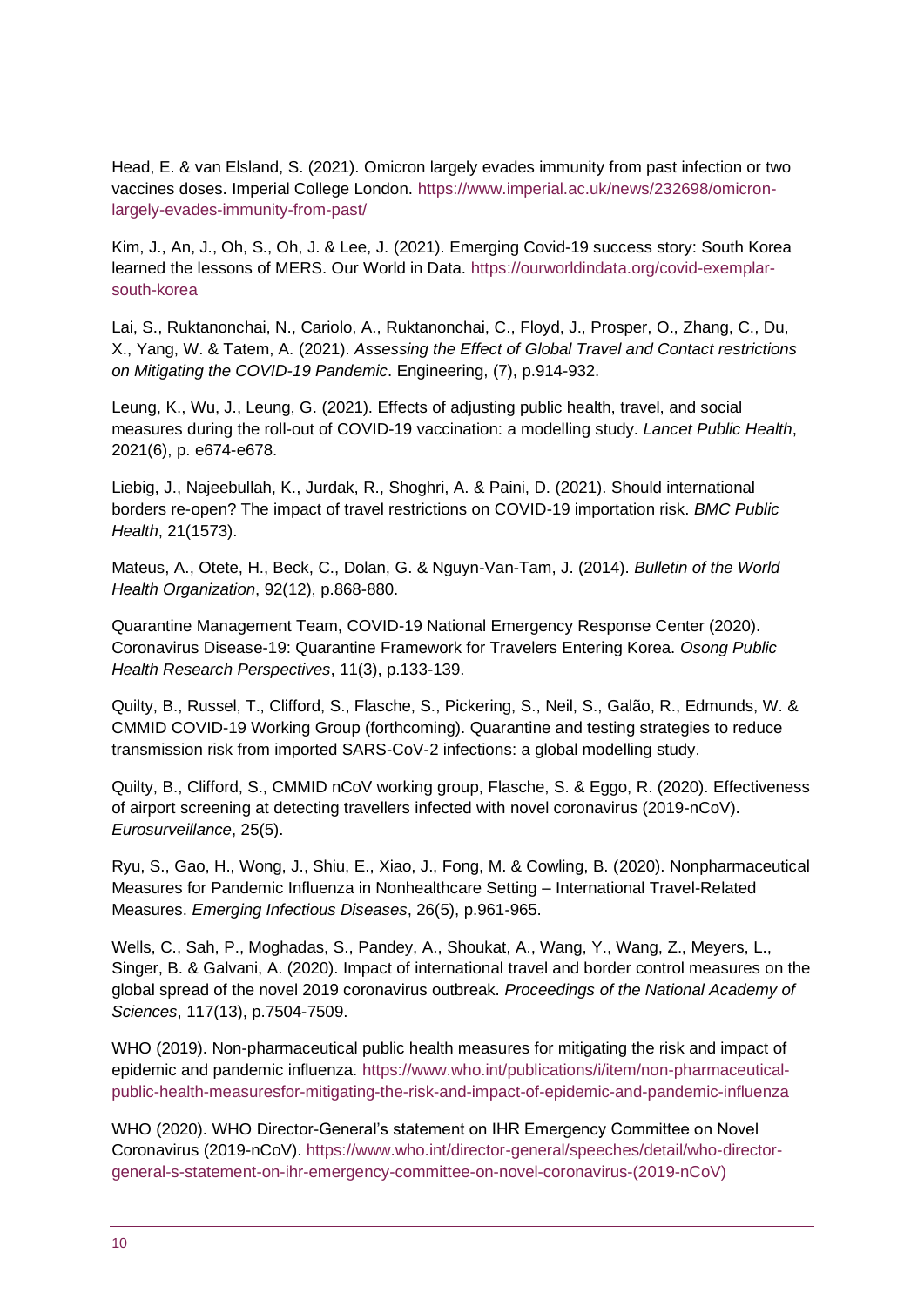Head, E. & van Elsland, S. (2021). Omicron largely evades immunity from past infection or two vaccines doses. Imperial College London. https://www.imperial.ac.uk/news/232698/omicron-largely-evades-immunity-from-past/

Kim, J., An, J., Oh, S., Oh, J. & Lee, J. (2021). Emerging Covid-19 success story: South Korea learned the lessons of MERS. Our World in Data. https://ourworldindata.org/covid-exemplar-south-korea

Lai, S., Ruktanonchai, N., Cariolo, A., Ruktanonchai, C., Floyd, J., Prosper, O., Zhang, C., Du, X., Yang, W. & Tatem, A. (2021). *Assessing the Effect of Global Travel and Contact restrictions on Mitigating the COVID-19 Pandemic*. Engineering, (7), p.914-932.

Leung, K., Wu, J., Leung, G. (2021). Effects of adjusting public health, travel, and social measures during the roll-out of COVID-19 vaccination: a modelling study. *Lancet Public Health*, 2021(6), p. e674-e678.

Liebig, J., Najeebullah, K., Jurdak, R., Shoghri, A. & Paini, D. (2021). Should international borders re-open? The impact of travel restrictions on COVID-19 importation risk. *BMC Public Health*, 21(1573).

Mateus, A., Otete, H., Beck, C., Dolan, G. & Nguyn-Van-Tam, J. (2014). *Bulletin of the World Health Organization*, 92(12), p.868-880.

Quarantine Management Team, COVID-19 National Emergency Response Center (2020). Coronavirus Disease-19: Quarantine Framework for Travelers Entering Korea. *Osong Public Health Research Perspectives*, 11(3), p.133-139.

Quilty, B., Russel, T., Clifford, S., Flasche, S., Pickering, S., Neil, S., Galão, R., Edmunds, W. & CMMID COVID-19 Working Group (forthcoming). Quarantine and testing strategies to reduce transmission risk from imported SARS-CoV-2 infections: a global modelling study.

Quilty, B., Clifford, S., CMMID nCoV working group, Flasche, S. & Eggo, R. (2020). Effectiveness of airport screening at detecting travellers infected with novel coronavirus (2019-nCoV). *Eurosurveillance*, 25(5).

Ryu, S., Gao, H., Wong, J., Shiu, E., Xiao, J., Fong, M. & Cowling, B. (2020). Nonpharmaceutical Measures for Pandemic Influenza in Nonhealthcare Setting – International Travel-Related Measures. *Emerging Infectious Diseases*, 26(5), p.961-965.

Wells, C., Sah, P., Moghadas, S., Pandey, A., Shoukat, A., Wang, Y., Wang, Z., Meyers, L., Singer, B. & Galvani, A. (2020). Impact of international travel and border control measures on the global spread of the novel 2019 coronavirus outbreak. *Proceedings of the National Academy of Sciences*, 117(13), p.7504-7509.

WHO (2019). Non-pharmaceutical public health measures for mitigating the risk and impact of epidemic and pandemic influenza. https://www.who.int/publications/i/item/non-pharmaceutical-public-health-measuresfor-mitigating-the-risk-and-impact-of-epidemic-and-pandemic-influenza

WHO (2020). WHO Director-General's statement on IHR Emergency Committee on Novel Coronavirus (2019-nCoV). https://www.who.int/director-general/speeches/detail/who-director-general-s-statement-on-ihr-emergency-committee-on-novel-coronavirus-(2019-nCoV)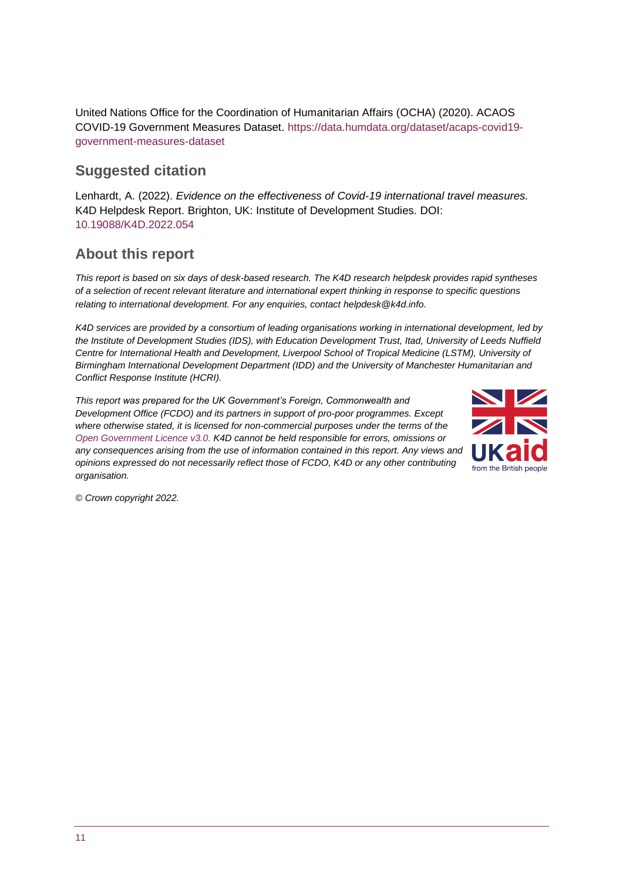United Nations Office for the Coordination of Humanitarian Affairs (OCHA) (2020). ACAOS COVID-19 Government Measures Dataset. https://data.humdata.org/dataset/acaps-covid19-government-measures-dataset

## Suggested citation

Lenhardt, A. (2022). *Evidence on the effectiveness of Covid-19 international travel measures.* K4D Helpdesk Report. Brighton, UK: Institute of Development Studies. DOI: 10.19088/K4D.2022.054

## About this report

*This report is based on six days of desk-based research. The K4D research helpdesk provides rapid syntheses of a selection of recent relevant literature and international expert thinking in response to specific questions relating to international development. For any enquiries, contact helpdesk@k4d.info.*

*K4D services are provided by a consortium of leading organisations working in international development, led by the Institute of Development Studies (IDS), with Education Development Trust, Itad, University of Leeds Nuffield Centre for International Health and Development, Liverpool School of Tropical Medicine (LSTM), University of Birmingham International Development Department (IDD) and the University of Manchester Humanitarian and Conflict Response Institute (HCRI).*

*This report was prepared for the UK Government's Foreign, Commonwealth and Development Office (FCDO) and its partners in support of pro-poor programmes. Except where otherwise stated, it is licensed for non-commercial purposes under the terms of the Open Government Licence v3.0. K4D cannot be held responsible for errors, omissions or any consequences arising from the use of information contained in this report. Any views and opinions expressed do not necessarily reflect those of FCDO, K4D or any other contributing organisation.*

UKaid from the British people

*© Crown copyright 2022.*